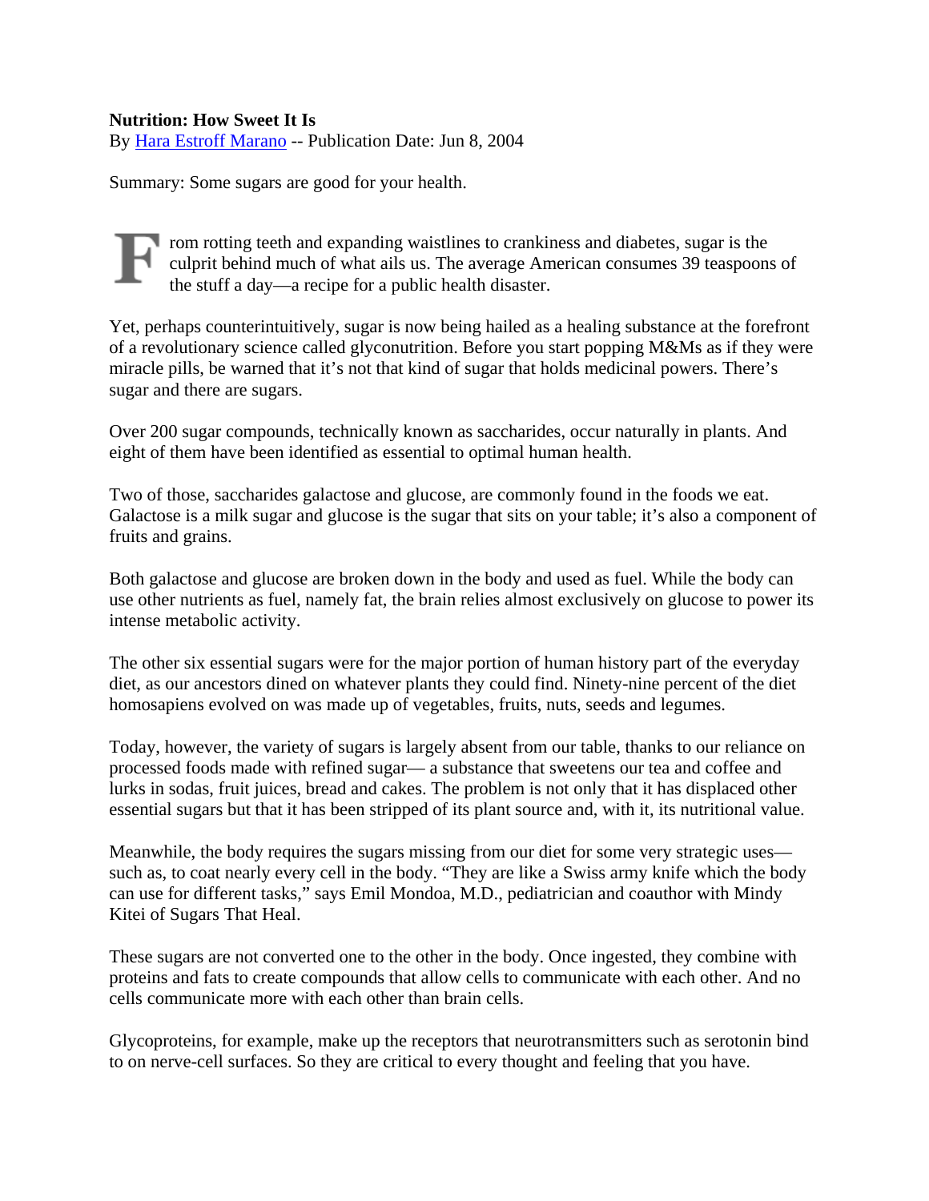**Nutrition: How Sweet It Is**

By Hara Estroff Marano -- Publication Date: Jun 8, 2004

Summary: Some sugars are good for your health.

From rotting teeth and expanding waistlines to crankiness and diabetes, sugar is the culprit behind much of what ails us. The average American consumes 39 teaspoons of the stuff a day—a recipe for a public health disaster.

Yet, perhaps counterintuitively, sugar is now being hailed as a healing substance at the forefront of a revolutionary science called glyconutrition. Before you start popping M&Ms as if they were miracle pills, be warned that it's not that kind of sugar that holds medicinal powers. There's sugar and there are sugars.

Over 200 sugar compounds, technically known as saccharides, occur naturally in plants. And eight of them have been identified as essential to optimal human health.

Two of those, saccharides galactose and glucose, are commonly found in the foods we eat. Galactose is a milk sugar and glucose is the sugar that sits on your table; it's also a component of fruits and grains.

Both galactose and glucose are broken down in the body and used as fuel. While the body can use other nutrients as fuel, namely fat, the brain relies almost exclusively on glucose to power its intense metabolic activity.

The other six essential sugars were for the major portion of human history part of the everyday diet, as our ancestors dined on whatever plants they could find. Ninety-nine percent of the diet homosapiens evolved on was made up of vegetables, fruits, nuts, seeds and legumes.

Today, however, the variety of sugars is largely absent from our table, thanks to our reliance on processed foods made with refined sugar— a substance that sweetens our tea and coffee and lurks in sodas, fruit juices, bread and cakes. The problem is not only that it has displaced other essential sugars but that it has been stripped of its plant source and, with it, its nutritional value.

Meanwhile, the body requires the sugars missing from our diet for some very strategic uses—such as, to coat nearly every cell in the body. "They are like a Swiss army knife which the body can use for different tasks," says Emil Mondoa, M.D., pediatrician and coauthor with Mindy Kitei of Sugars That Heal.

These sugars are not converted one to the other in the body. Once ingested, they combine with proteins and fats to create compounds that allow cells to communicate with each other. And no cells communicate more with each other than brain cells.

Glycoproteins, for example, make up the receptors that neurotransmitters such as serotonin bind to on nerve-cell surfaces. So they are critical to every thought and feeling that you have.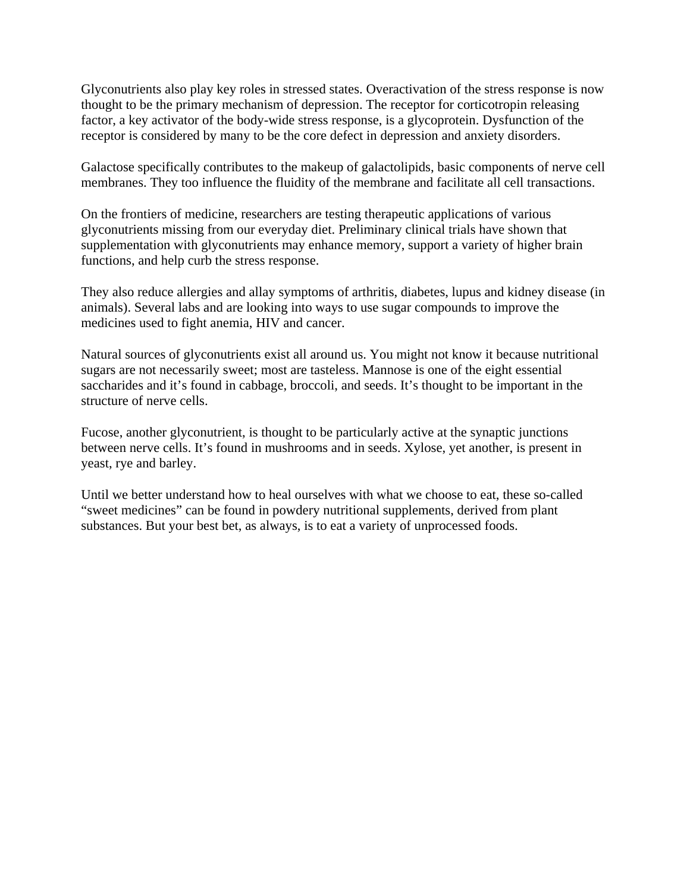Glyconutrients also play key roles in stressed states. Overactivation of the stress response is now thought to be the primary mechanism of depression. The receptor for corticotropin releasing factor, a key activator of the body-wide stress response, is a glycoprotein. Dysfunction of the receptor is considered by many to be the core defect in depression and anxiety disorders.

Galactose specifically contributes to the makeup of galactolipids, basic components of nerve cell membranes. They too influence the fluidity of the membrane and facilitate all cell transactions.

On the frontiers of medicine, researchers are testing therapeutic applications of various glyconutrients missing from our everyday diet. Preliminary clinical trials have shown that supplementation with glyconutrients may enhance memory, support a variety of higher brain functions, and help curb the stress response.

They also reduce allergies and allay symptoms of arthritis, diabetes, lupus and kidney disease (in animals). Several labs and are looking into ways to use sugar compounds to improve the medicines used to fight anemia, HIV and cancer.

Natural sources of glyconutrients exist all around us. You might not know it because nutritional sugars are not necessarily sweet; most are tasteless. Mannose is one of the eight essential saccharides and it's found in cabbage, broccoli, and seeds. It's thought to be important in the structure of nerve cells.

Fucose, another glyconutrient, is thought to be particularly active at the synaptic junctions between nerve cells. It's found in mushrooms and in seeds. Xylose, yet another, is present in yeast, rye and barley.

Until we better understand how to heal ourselves with what we choose to eat, these so-called "sweet medicines" can be found in powdery nutritional supplements, derived from plant substances. But your best bet, as always, is to eat a variety of unprocessed foods.